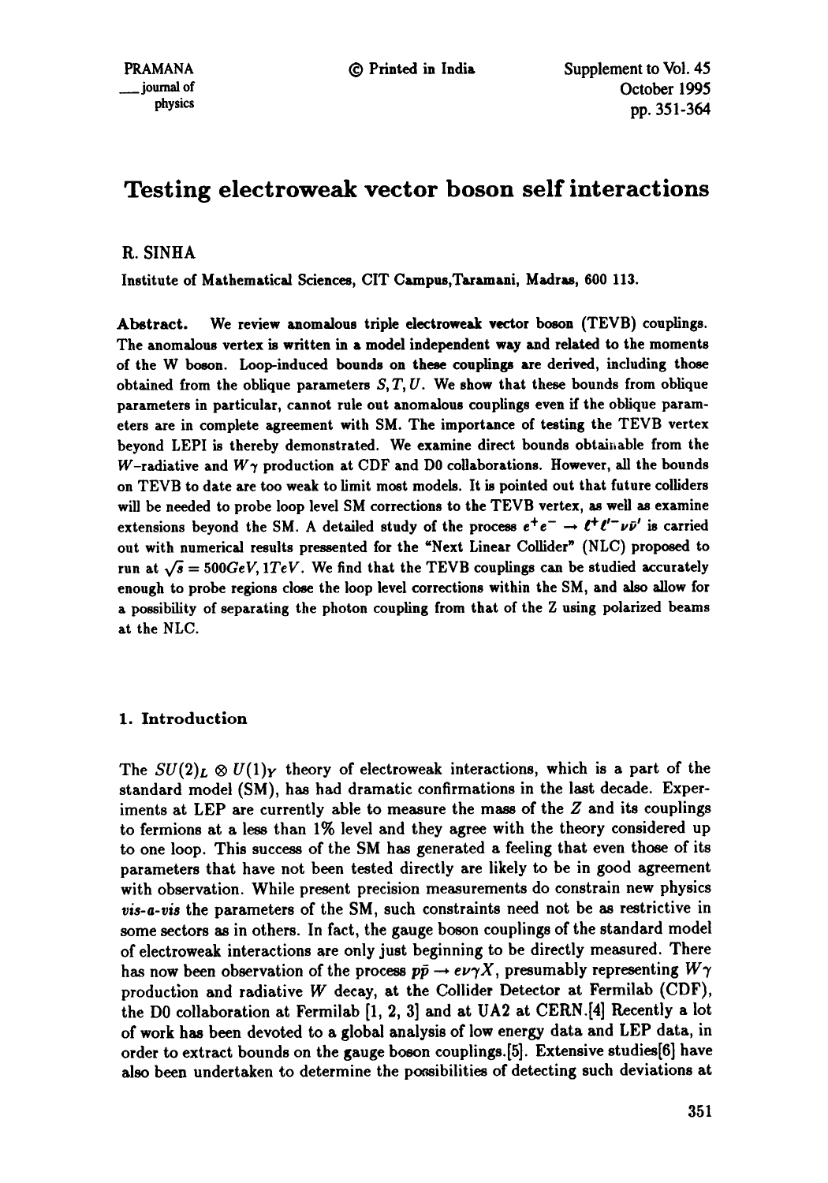# Testing electroweak vector boson self interactions

**R. SINHA**

Institute of Mathematical Sciences, CIT Campus,Taramani, Madras, 600 113.

**Abstract.** We review anomalous triple electroweak vector boson (TEVB) couplings. The anomalous vertex is written in a model independent way and related to the moments of the W boson. Loop-induced bounds on these couplings are derived, including those obtained from the oblique parameters $S, T, U$. We show that these bounds from oblique parameters in particular, cannot rule out anomalous couplings even if the oblique parameters are in complete agreement with SM. The importance of testing the TEVB vertex beyond LEPI is thereby demonstrated. We examine direct bounds obtainable from the $W$-radiative and $W\gamma$ production at CDF and D0 collaborations. However, all the bounds on TEVB to date are too weak to limit most models. It is pointed out that future colliders will be needed to probe loop level SM corrections to the TEVB vertex, as well as examine extensions beyond the SM. A detailed study of the process $e^+e^- \to \ell^+\ell'^-\nu\bar{\nu}'$ is carried out with numerical results pressented for the "Next Linear Collider" (NLC) proposed to run at $\sqrt{s} = 500GeV, 1TeV$. We find that the TEVB couplings can be studied accurately enough to probe regions close the loop level corrections within the SM, and also allow for a possibility of separating the photon coupling from that of the Z using polarized beams at the NLC.

## 1. Introduction

The $SU(2)_L \otimes U(1)_Y$ theory of electroweak interactions, which is a part of the standard model (SM), has had dramatic confirmations in the last decade. Experiments at LEP are currently able to measure the mass of the $Z$ and its couplings to fermions at a less than 1% level and they agree with the theory considered up to one loop. This success of the SM has generated a feeling that even those of its parameters that have not been tested directly are likely to be in good agreement with observation. While present precision measurements do constrain new physics *vis-a-vis* the parameters of the SM, such constraints need not be as restrictive in some sectors as in others. In fact, the gauge boson couplings of the standard model of electroweak interactions are only just beginning to be directly measured. There has now been observation of the process $p\bar{p} \to e\nu\gamma X$, presumably representing $W\gamma$ production and radiative $W$ decay, at the Collider Detector at Fermilab (CDF), the D0 collaboration at Fermilab [1, 2, 3] and at UA2 at CERN.[4] Recently a lot of work has been devoted to a global analysis of low energy data and LEP data, in order to extract bounds on the gauge boson couplings.[5]. Extensive studies[6] have also been undertaken to determine the possibilities of detecting such deviations at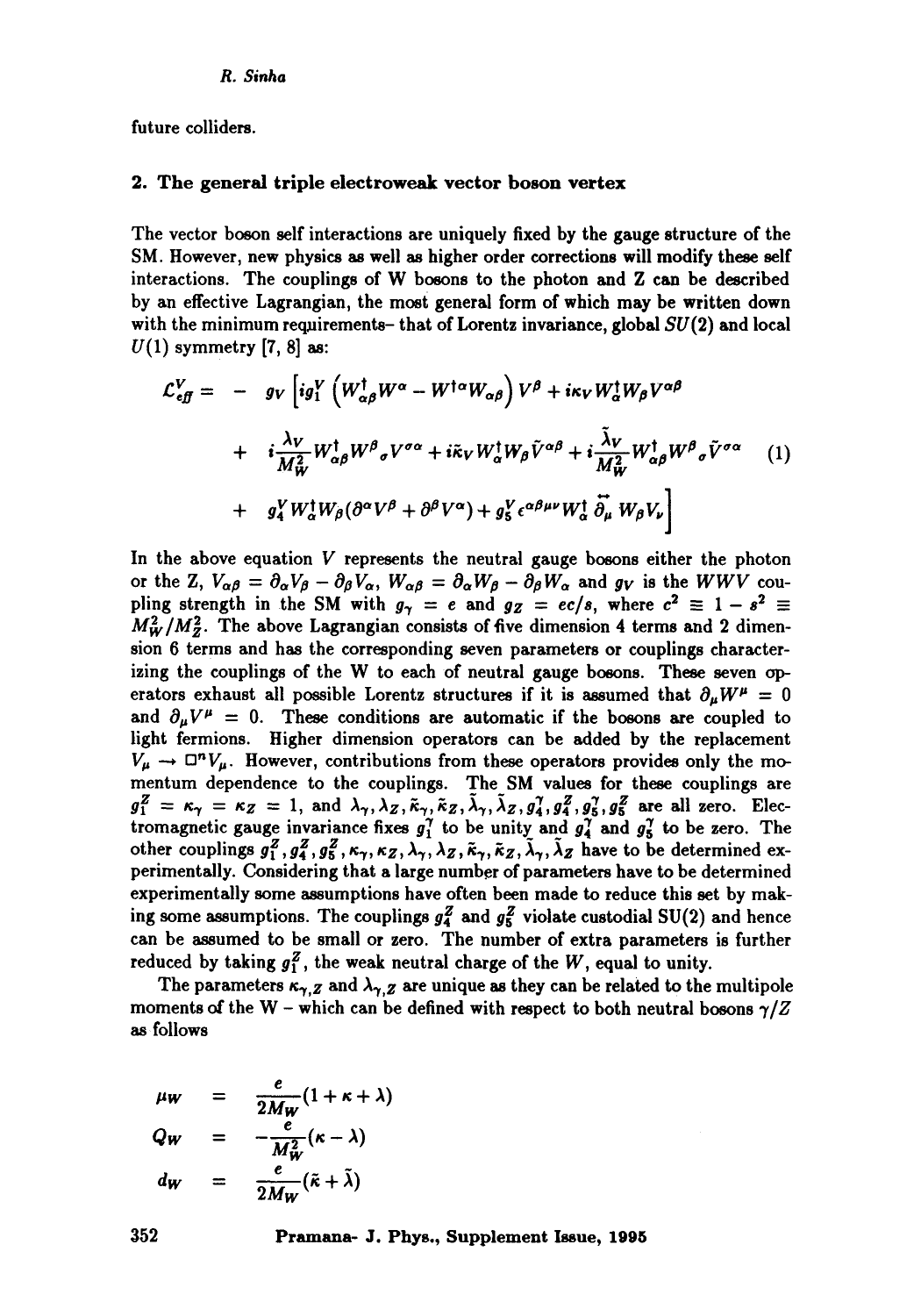future colliders.

## 2. The general triple electroweak vector boson vertex

The vector boson self interactions are uniquely fixed by the gauge structure of the SM. However, new physics as well as higher order corrections will modify these self interactions. The couplings of W bosons to the photon and Z can be described by an effective Lagrangian, the most general form of which may be written down with the minimum requirements– that of Lorentz invariance, global $SU(2)$ and local $U(1)$ symmetry [7, 8] as:

$$
\begin{aligned}
\mathcal{L}^V_{eff} = & - g_V \Big[ i g_1^V \left( W^\dagger_{\alpha\beta} W^\alpha - W^{\dagger\alpha} W_{\alpha\beta} \right) V^\beta + i\kappa_V W^\dagger_\alpha W_\beta V^{\alpha\beta} \\
& + i\frac{\lambda_V}{M_W^2} W^\dagger_{\alpha\beta} W^\beta{}_\sigma V^{\sigma\alpha} + i\tilde{\kappa}_V W^\dagger_\alpha W_\beta \tilde{V}^{\alpha\beta} + i\frac{\tilde{\lambda}_V}{M_W^2} W^\dagger_{\alpha\beta} W^\beta{}_\sigma \tilde{V}^{\sigma\alpha} \\
& + g_4^V W^\dagger_\alpha W_\beta (\partial^\alpha V^\beta + \partial^\beta V^\alpha) + g_5^V \epsilon^{\alpha\beta\mu\nu} W^\dagger_\alpha \overleftrightarrow{\partial_\mu} W_\beta V_\nu \Big]
\end{aligned}
\tag{1}
$$

In the above equation $V$ represents the neutral gauge bosons either the photon or the Z, $V_{\alpha\beta} = \partial_\alpha V_\beta - \partial_\beta V_\alpha$, $W_{\alpha\beta} = \partial_\alpha W_\beta - \partial_\beta W_\alpha$ and $g_V$ is the $WWV$ coupling strength in the SM with $g_\gamma = e$ and $g_Z = ec/s$, where $c^2 \equiv 1 - s^2 \equiv M_W^2/M_Z^2$. The above Lagrangian consists of five dimension 4 terms and 2 dimension 6 terms and has the corresponding seven parameters or couplings characterizing the couplings of the W to each of neutral gauge bosons. These seven operators exhaust all possible Lorentz structures if it is assumed that $\partial_\mu W^\mu = 0$ and $\partial_\mu V^\mu = 0$. These conditions are automatic if the bosons are coupled to light fermions. Higher dimension operators can be added by the replacement $V_\mu \to \Box^n V_\mu$. However, contributions from these operators provides only the momentum dependence to the couplings. The SM values for these couplings are $g_1^Z = \kappa_\gamma = \kappa_Z = 1$, and $\lambda_\gamma, \lambda_Z, \tilde{\kappa}_\gamma, \tilde{\kappa}_Z, \tilde{\lambda}_\gamma, \tilde{\lambda}_Z, g_4^\gamma, g_4^Z, g_5^\gamma, g_5^Z$ are all zero. Electromagnetic gauge invariance fixes $g_1^\gamma$ to be unity and $g_4^\gamma$ and $g_5^\gamma$ to be zero. The other couplings $g_1^Z, g_4^Z, g_5^Z, \kappa_\gamma, \kappa_Z, \lambda_\gamma, \lambda_Z, \tilde{\kappa}_\gamma, \tilde{\kappa}_Z, \tilde{\lambda}_\gamma, \tilde{\lambda}_Z$ have to be determined experimentally. Considering that a large number of parameters have to be determined experimentally some assumptions have often been made to reduce this set by making some assumptions. The couplings $g_4^Z$ and $g_5^Z$ violate custodial SU(2) and hence can be assumed to be small or zero. The number of extra parameters is further reduced by taking $g_1^Z$, the weak neutral charge of the $W$, equal to unity.

The parameters $\kappa_{\gamma,Z}$ and $\lambda_{\gamma,Z}$ are unique as they can be related to the multipole moments of the W – which can be defined with respect to both neutral bosons $\gamma/Z$ as follows

$$
\begin{aligned}
\mu_W &= \frac{e}{2M_W}(1 + \kappa + \lambda) \\
Q_W &= -\frac{e}{M_W^2}(\kappa - \lambda) \\
d_W &= \frac{e}{2M_W}(\tilde{\kappa} + \tilde{\lambda})
\end{aligned}
$$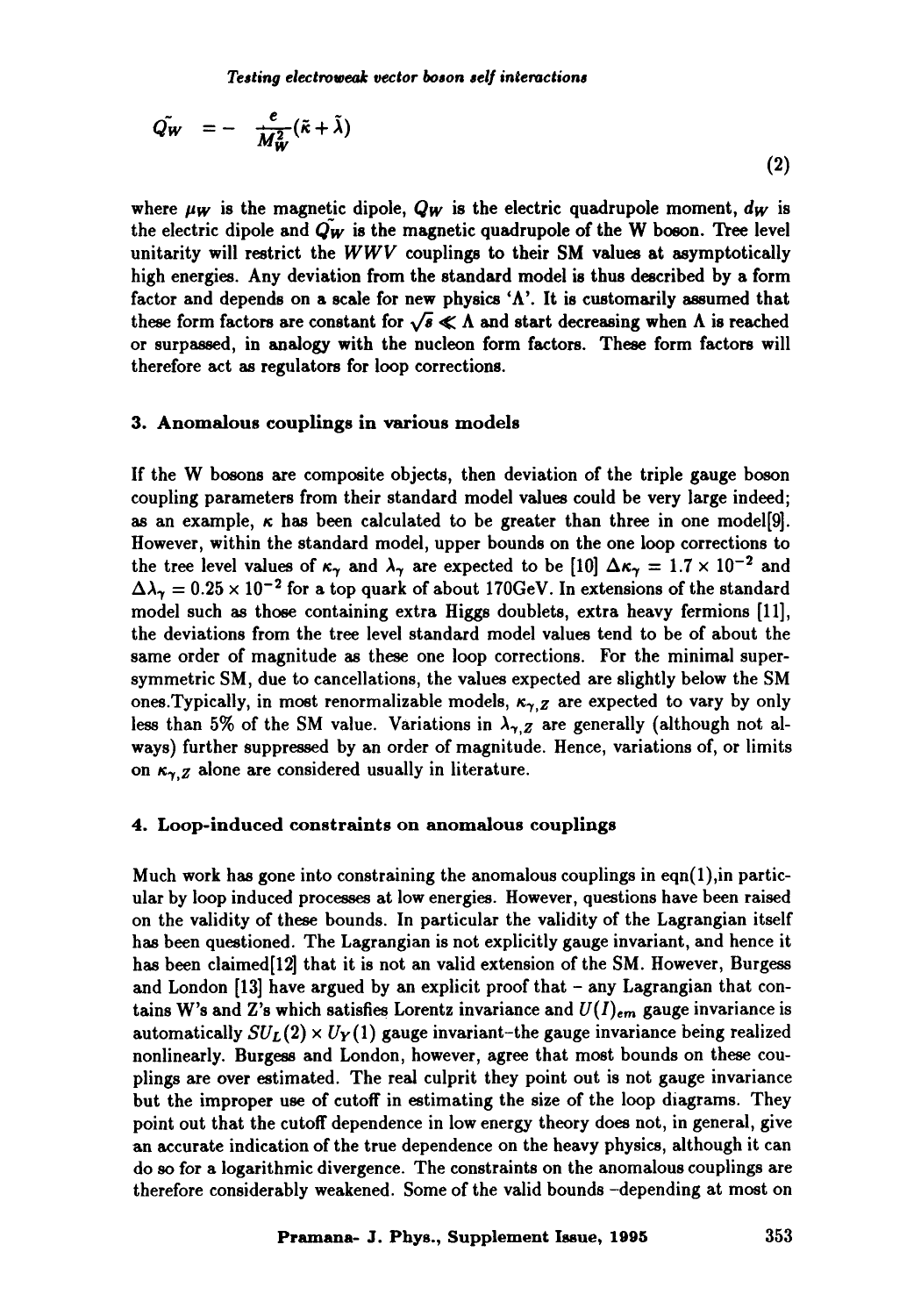$$\tilde{Q_W} = -\frac{e}{M_W^2}(\tilde{\kappa} + \tilde{\lambda}) \tag{2}$$

where $\mu_W$ is the magnetic dipole, $Q_W$ is the electric quadrupole moment, $d_W$ is the electric dipole and $\tilde{Q_W}$ is the magnetic quadrupole of the W boson. Tree level unitarity will restrict the $WWV$ couplings to their SM values at asymptotically high energies. Any deviation from the standard model is thus described by a form factor and depends on a scale for new physics '$\Lambda$'. It is customarily assumed that these form factors are constant for $\sqrt{s} \ll \Lambda$ and start decreasing when $\Lambda$ is reached or surpassed, in analogy with the nucleon form factors. These form factors will therefore act as regulators for loop corrections.

### 3. Anomalous couplings in various models

If the W bosons are composite objects, then deviation of the triple gauge boson coupling parameters from their standard model values could be very large indeed; as an example, $\kappa$ has been calculated to be greater than three in one model[9]. However, within the standard model, upper bounds on the one loop corrections to the tree level values of $\kappa_\gamma$ and $\lambda_\gamma$ are expected to be [10] $\Delta\kappa_\gamma = 1.7 \times 10^{-2}$ and $\Delta\lambda_\gamma = 0.25 \times 10^{-2}$ for a top quark of about 170GeV. In extensions of the standard model such as those containing extra Higgs doublets, extra heavy fermions [11], the deviations from the tree level standard model values tend to be of about the same order of magnitude as these one loop corrections. For the minimal supersymmetric SM, due to cancellations, the values expected are slightly below the SM ones.Typically, in most renormalizable models, $\kappa_{\gamma,Z}$ are expected to vary by only less than 5% of the SM value. Variations in $\lambda_{\gamma,Z}$ are generally (although not always) further suppressed by an order of magnitude. Hence, variations of, or limits on $\kappa_{\gamma,Z}$ alone are considered usually in literature.

### 4. Loop-induced constraints on anomalous couplings

Much work has gone into constraining the anomalous couplings in eqn(1),in particular by loop induced processes at low energies. However, questions have been raised on the validity of these bounds. In particular the validity of the Lagrangian itself has been questioned. The Lagrangian is not explicitly gauge invariant, and hence it has been claimed[12] that it is not an valid extension of the SM. However, Burgess and London [13] have argued by an explicit proof that – any Lagrangian that contains W's and Z's which satisfies Lorentz invariance and $U(I)_{em}$ gauge invariance is automatically $SU_L(2) \times U_Y(1)$ gauge invariant–the gauge invariance being realized nonlinearly. Burgess and London, however, agree that most bounds on these couplings are over estimated. The real culprit they point out is not gauge invariance but the improper use of cutoff in estimating the size of the loop diagrams. They point out that the cutoff dependence in low energy theory does not, in general, give an accurate indication of the true dependence on the heavy physics, although it can do so for a logarithmic divergence. The constraints on the anomalous couplings are therefore considerably weakened. Some of the valid bounds –depending at most on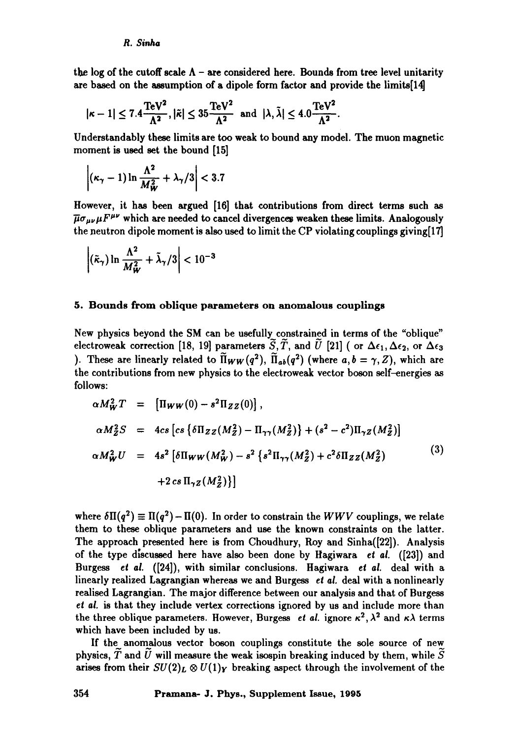the log of the cutoff scale $\Lambda$ – are considered here. Bounds from tree level unitarity are based on the assumption of a dipole form factor and provide the limits[14]

$$|\kappa - 1| \leq 7.4 \frac{\mathrm{TeV}^2}{\Lambda^2}, |\tilde{\kappa}| \leq 35 \frac{\mathrm{TeV}^2}{\Lambda^2} \text{ and } |\lambda, \tilde{\lambda}| \leq 4.0 \frac{\mathrm{TeV}^2}{\Lambda^2}.$$

Understandably these limits are too weak to bound any model. The muon magnetic moment is used set the bound [15]

$$\left|(\kappa_\gamma - 1) \ln \frac{\Lambda^2}{M_W^2} + \lambda_\gamma/3\right| < 3.7$$

However, it has been argued [16] that contributions from direct terms such as $\overline{\mu}\sigma_{\mu\nu}\mu F^{\mu\nu}$ which are needed to cancel divergences weaken these limits. Analogously the neutron dipole moment is also used to limit the CP violating couplings giving[17]

$$\left|(\tilde{\kappa}_\gamma) \ln \frac{\Lambda^2}{M_W^2} + \tilde{\lambda}_\gamma/3\right| < 10^{-3}$$

## 5. Bounds from oblique parameters on anomalous couplings

New physics beyond the SM can be usefully constrained in terms of the "oblique" electroweak correction [18, 19] parameters $\widetilde{S}, \widetilde{T}$, and $\widetilde{U}$ [21] ( or $\Delta\epsilon_1, \Delta\epsilon_2$, or $\Delta\epsilon_3$ ). These are linearly related to $\widetilde{\Pi}_{WW}(q^2)$, $\widetilde{\Pi}_{ab}(q^2)$ (where $a, b = \gamma, Z$), which are the contributions from new physics to the electroweak vector boson self–energies as follows:

$$\begin{aligned}
\alpha M_W^2 T &= \left[\Pi_{WW}(0) - s^2 \Pi_{ZZ}(0)\right], \\
\alpha M_Z^2 S &= 4cs\left[cs\left\{\delta\Pi_{ZZ}(M_Z^2) - \Pi_{\gamma\gamma}(M_Z^2)\right\} + (s^2 - c^2)\Pi_{\gamma Z}(M_Z^2)\right] \\
\alpha M_W^2 U &= 4s^2\left[\delta\Pi_{WW}(M_W^2) - s^2\left\{s^2\Pi_{\gamma\gamma}(M_Z^2) + c^2\delta\Pi_{ZZ}(M_Z^2)\right.\right. \\
&\quad \left.\left. + 2\,cs\,\Pi_{\gamma Z}(M_Z^2)\right\}\right]
\end{aligned} \tag{3}$$

where $\delta\Pi(q^2) \equiv \Pi(q^2) - \Pi(0)$. In order to constrain the $WWV$ couplings, we relate them to these oblique parameters and use the known constraints on the latter. The approach presented here is from Choudhury, Roy and Sinha([22]). Analysis of the type discussed here have also been done by Hagiwara *et al.* ([23]) and Burgess *et al.* ([24]), with similar conclusions. Hagiwara *et al.* deal with a linearly realized Lagrangian whereas we and Burgess *et al.* deal with a nonlinearly realised Lagrangian. The major difference between our analysis and that of Burgess *et al.* is that they include vertex corrections ignored by us and include more than the three oblique parameters. However, Burgess *et al.* ignore $\kappa^2, \lambda^2$ and $\kappa\lambda$ terms which have been included by us.

If the anomalous vector boson couplings constitute the sole source of new physics, $\widetilde{T}$ and $\widetilde{U}$ will measure the weak isospin breaking induced by them, while $\widetilde{S}$ arises from their $SU(2)_L \otimes U(1)_Y$ breaking aspect through the involvement of the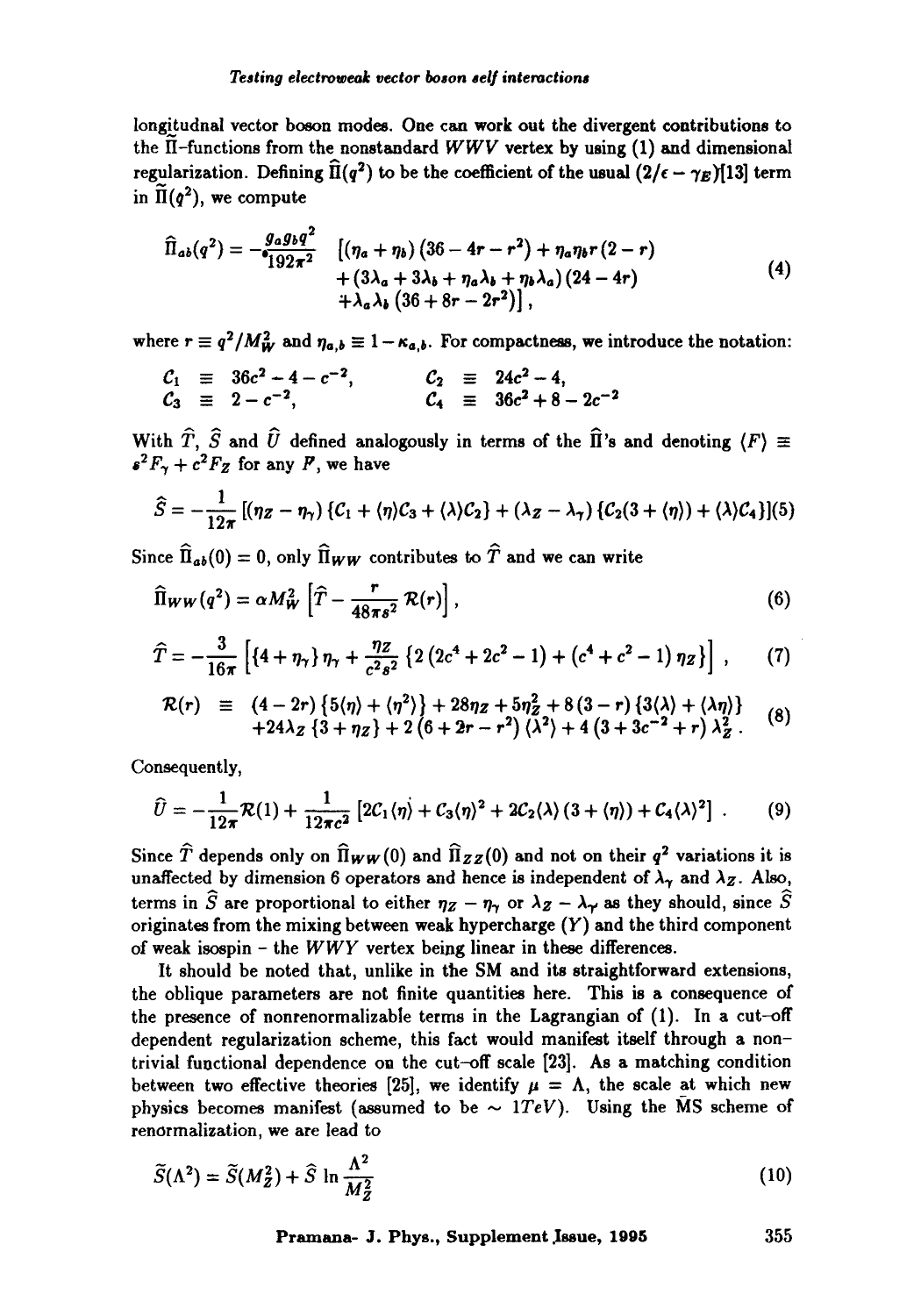longitudnal vector boson modes. One can work out the divergent contributions to the $\widetilde{\Pi}$-functions from the nonstandard $WWV$ vertex by using (1) and dimensional regularization. Defining $\widehat{\Pi}(q^2)$ to be the coefficient of the usual $(2/\epsilon - \gamma_E)$[13] term in $\widetilde{\Pi}(q^2)$, we compute

$$\begin{aligned}\widehat{\Pi}_{ab}(q^2) = -\frac{g_a g_b q^2}{192\pi^2} \quad & \left[(\eta_a + \eta_b)\left(36 - 4r - r^2\right) + \eta_a \eta_b r \left(2 - r\right) \right. \\ & + \left(3\lambda_a + 3\lambda_b + \eta_a \lambda_b + \eta_b \lambda_a\right)\left(24 - 4r\right) \\ & \left. + \lambda_a \lambda_b \left(36 + 8r - 2r^2\right)\right],\end{aligned} \tag{4}$$

where $r \equiv q^2/M_W^2$ and $\eta_{a,b} \equiv 1 - \kappa_{a,b}$. For compactness, we introduce the notation:

$$\begin{aligned} \mathcal{C}_1 &\equiv 36c^2 - 4 - c^{-2}, & \mathcal{C}_2 &\equiv 24c^2 - 4, \\ \mathcal{C}_3 &\equiv 2 - c^{-2}, & \mathcal{C}_4 &\equiv 36c^2 + 8 - 2c^{-2} \end{aligned}$$

With $\widehat{T}$, $\widehat{S}$ and $\widehat{U}$ defined analogously in terms of the $\widehat{\Pi}$'s and denoting $\langle F \rangle \equiv s^2 F_\gamma + c^2 F_Z$ for any $F$, we have

$$\widehat{S} = -\frac{1}{12\pi}\left[(\eta_Z - \eta_\gamma)\left\{\mathcal{C}_1 + \langle\eta\rangle\mathcal{C}_3 + \langle\lambda\rangle\mathcal{C}_2\right\} + (\lambda_Z - \lambda_\gamma)\left\{\mathcal{C}_2(3 + \langle\eta\rangle) + \langle\lambda\rangle\mathcal{C}_4\right\}\right] \tag{5}$$

Since $\widehat{\Pi}_{ab}(0) = 0$, only $\widehat{\Pi}_{WW}$ contributes to $\widehat{T}$ and we can write

$$\widehat{\Pi}_{WW}(q^2) = \alpha M_W^2 \left[\widehat{T} - \frac{r}{48\pi s^2}\,\mathcal{R}(r)\right], \tag{6}$$

$$\widehat{T} = -\frac{3}{16\pi}\left[\left\{4 + \eta_\gamma\right\}\eta_\gamma + \frac{\eta_Z}{c^2 s^2}\left\{2\left(2c^4 + 2c^2 - 1\right) + \left(c^4 + c^2 - 1\right)\eta_Z\right\}\right], \tag{7}$$

$$\begin{aligned}\mathcal{R}(r) \;\equiv\; & (4 - 2r)\left\{5\langle\eta\rangle + \langle\eta^2\rangle\right\} + 28\eta_Z + 5\eta_Z^2 + 8\left(3 - r\right)\left\{3\langle\lambda\rangle + \langle\lambda\eta\rangle\right\} \\ & + 24\lambda_Z\left\{3 + \eta_Z\right\} + 2\left(6 + 2r - r^2\right)\langle\lambda^2\rangle + 4\left(3 + 3c^{-2} + r\right)\lambda_Z^2 .\end{aligned} \tag{8}$$

Consequently,

$$\widehat{U} = -\frac{1}{12\pi}\mathcal{R}(1) + \frac{1}{12\pi c^2}\left[2\mathcal{C}_1\langle\eta\rangle + \mathcal{C}_3\langle\eta\rangle^2 + 2\mathcal{C}_2\langle\lambda\rangle\left(3 + \langle\eta\rangle\right) + \mathcal{C}_4\langle\lambda\rangle^2\right]. \tag{9}$$

Since $\widehat{T}$ depends only on $\widehat{\Pi}_{WW}(0)$ and $\widehat{\Pi}_{ZZ}(0)$ and not on their $q^2$ variations it is unaffected by dimension 6 operators and hence is independent of $\lambda_\gamma$ and $\lambda_Z$. Also, terms in $\widehat{S}$ are proportional to either $\eta_Z - \eta_\gamma$ or $\lambda_Z - \lambda_\gamma$ as they should, since $\widehat{S}$ originates from the mixing between weak hypercharge ($Y$) and the third component of weak isospin – the $WWY$ vertex being linear in these differences.

It should be noted that, unlike in the SM and its straightforward extensions, the oblique parameters are not finite quantities here. This is a consequence of the presence of nonrenormalizable terms in the Lagrangian of (1). In a cut–off dependent regularization scheme, this fact would manifest itself through a non–trivial functional dependence on the cut–off scale [23]. As a matching condition between two effective theories [25], we identify $\mu = \Lambda$, the scale at which new physics becomes manifest (assumed to be $\sim 1TeV$). Using the $\overline{\rm MS}$ scheme of renormalization, we are lead to

$$\widetilde{S}(\Lambda^2) = \widetilde{S}(M_Z^2) + \widehat{S}\,\ln\frac{\Lambda^2}{M_Z^2} \tag{10}$$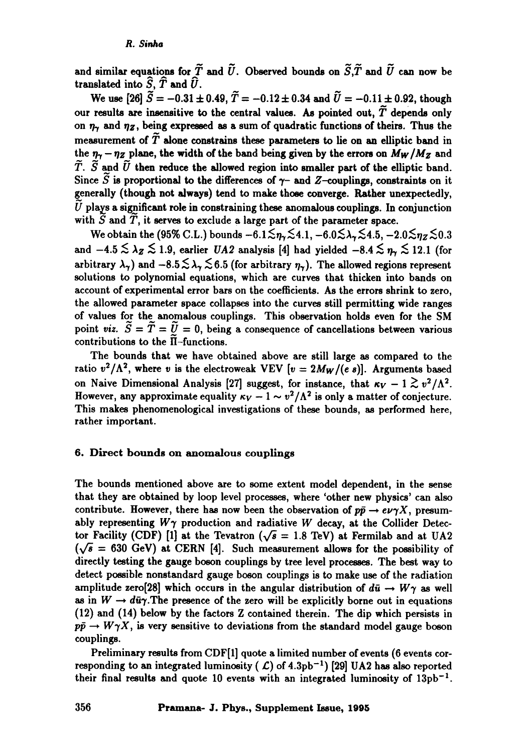and similar equations for $\widetilde{T}$ and $\widetilde{U}$. Observed bounds on $\widetilde{S}$,$\widetilde{T}$ and $\widetilde{U}$ can now be translated into $\widehat{S}$, $\widehat{T}$ and $\widehat{U}$.

We use [26] $\widetilde{S} = -0.31 \pm 0.49$, $\widetilde{T} = -0.12 \pm 0.34$ and $\widetilde{U} = -0.11 \pm 0.92$, though our results are insensitive to the central values. As pointed out, $\widetilde{T}$ depends only on $\eta_\gamma$ and $\eta_Z$, being expressed as a sum of quadratic functions of theirs. Thus the measurement of $\widetilde{T}$ alone constrains these parameters to lie on an elliptic band in the $\eta_\gamma - \eta_Z$ plane, the width of the band being given by the errors on $M_W/M_Z$ and $\widetilde{T}$. $\widetilde{S}$ and $\widetilde{U}$ then reduce the allowed region into smaller part of the elliptic band. Since $\widetilde{S}$ is proportional to the differences of $\gamma$– and $Z$–couplings, constraints on it generally (though not always) tend to make those converge. Rather unexpectedly, $\widetilde{U}$ plays a significant role in constraining these anomalous couplings. In conjunction with $\widetilde{S}$ and $\widetilde{T}$, it serves to exclude a large part of the parameter space.

We obtain the (95% C.L.) bounds $-6.1 \lesssim \eta_\gamma \lesssim 4.1$, $-6.0 \lesssim \lambda_\gamma \lesssim 4.5$, $-2.0 \lesssim \eta_Z \lesssim 0.3$ and $-4.5 \lesssim \lambda_Z \lesssim 1.9$, earlier *UA2* analysis [4] had yielded $-8.4 \lesssim \eta_\gamma \lesssim 12.1$ (for arbitrary $\lambda_\gamma$) and $-8.5 \lesssim \lambda_\gamma \lesssim 6.5$ (for arbitrary $\eta_\gamma$). The allowed regions represent solutions to polynomial equations, which are curves that thicken into bands on account of experimental error bars on the coefficients. As the errors shrink to zero, the allowed parameter space collapses into the curves still permitting wide ranges of values for the anomalous couplings. This observation holds even for the SM point *viz.* $\widetilde{S} = \widetilde{T} = \widetilde{U} = 0$, being a consequence of cancellations between various contributions to the $\widetilde{\Pi}$–functions.

The bounds that we have obtained above are still large as compared to the ratio $v^2/\Lambda^2$, where $v$ is the electroweak VEV [$v = 2M_W/(e\, s)$]. Arguments based on Naive Dimensional Analysis [27] suggest, for instance, that $\kappa_V - 1 \gtrsim v^2/\Lambda^2$. However, any approximate equality $\kappa_V - 1 \sim v^2/\Lambda^2$ is only a matter of conjecture. This makes phenomenological investigations of these bounds, as performed here, rather important.

## 6. Direct bounds on anomalous couplings

The bounds mentioned above are to some extent model dependent, in the sense that they are obtained by loop level processes, where 'other new physics' can also contribute. However, there has now been the observation of $p\bar{p} \to e\nu\gamma X$, presumably representing $W\gamma$ production and radiative $W$ decay, at the Collider Detector Facility (CDF) [1] at the Tevatron ($\sqrt{s} = 1.8$ TeV) at Fermilab and at UA2 ($\sqrt{s} = 630$ GeV) at CERN [4]. Such measurement allows for the possibility of directly testing the gauge boson couplings by tree level processes. The best way to detect possible nonstandard gauge boson couplings is to make use of the radiation amplitude zero[28] which occurs in the angular distribution of $d\bar{u} \to W\gamma$ as well as in $W \to d\bar{u}\gamma$.The presence of the zero will be explicitly borne out in equations (12) and (14) below by the factors Z contained therein. The dip which persists in $p\bar{p} \to W\gamma X$, is very sensitive to deviations from the standard model gauge boson couplings.

Preliminary results from CDF[1] quote a limited number of events (6 events corresponding to an integrated luminosity ( $\mathcal{L}$) of $4.3\text{pb}^{-1}$) [29] UA2 has also reported their final results and quote 10 events with an integrated luminosity of $13\text{pb}^{-1}$.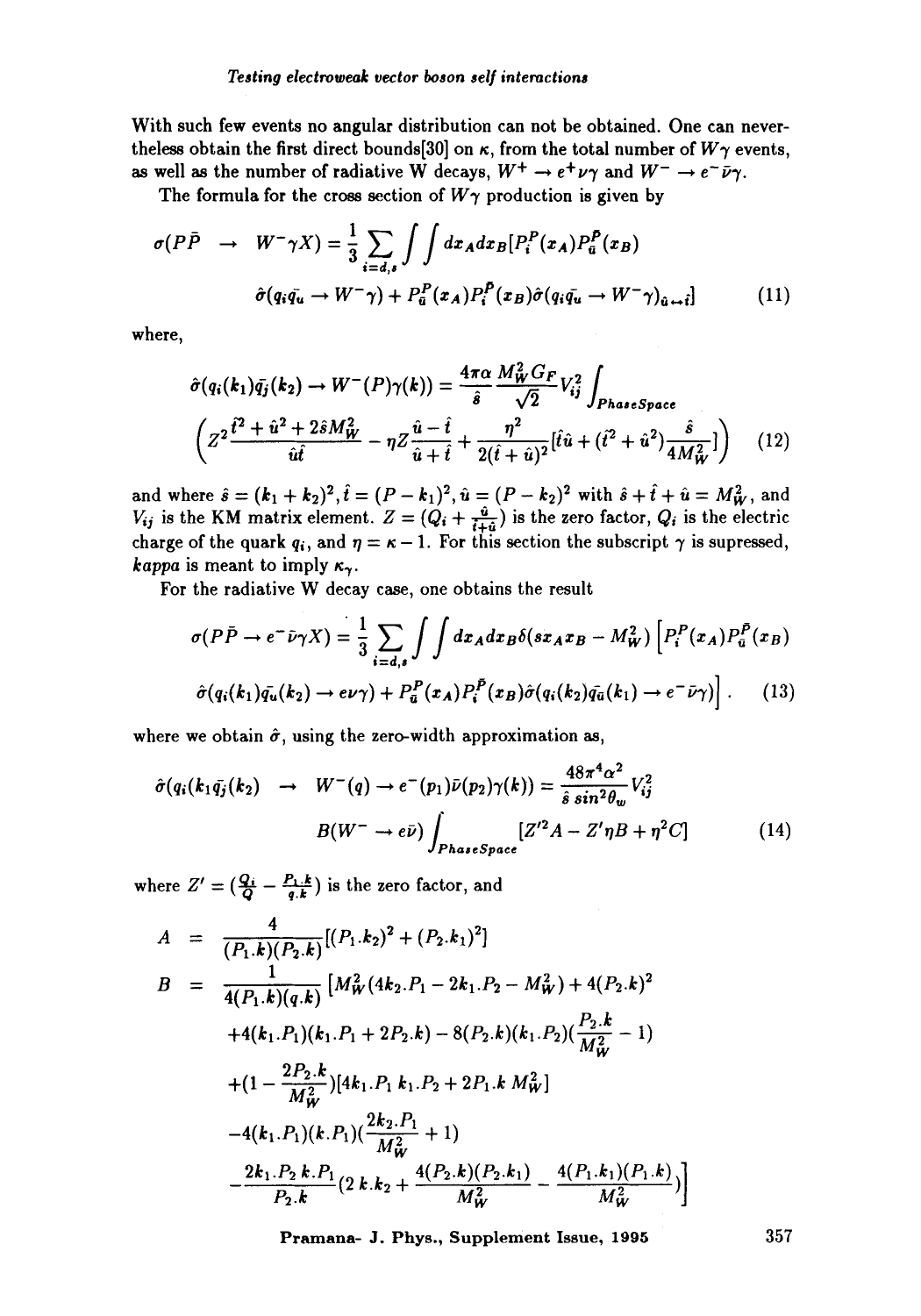With such few events no angular distribution can not be obtained. One can nevertheless obtain the first direct bounds[30] on $\kappa$, from the total number of $W\gamma$ events, as well as the number of radiative W decays, $W^+ \to e^+\nu\gamma$ and $W^- \to e^-\bar{\nu}\gamma$.

The formula for the cross section of $W\gamma$ production is given by

$$
\begin{aligned}
\sigma(P\bar{P} \quad \to \quad W^-\gamma X) = \frac{1}{3}\sum_{i=d,s} \int\int dx_A dx_B [P_i^P(x_A) P_{\bar{u}}^{\bar{P}}(x_B) \\
\hat{\sigma}(q_i\bar{q_u} \to W^-\gamma) + P_{\bar{u}}^P(x_A) P_i^{\bar{P}}(x_B) \hat{\sigma}(q_i\bar{q_u} \to W^-\gamma)_{\hat{u}\leftrightarrow\hat{t}}] \qquad (11)
\end{aligned}
$$

where,

$$
\begin{aligned}
\hat{\sigma}(q_i(k_1)\bar{q_j}(k_2) \to W^-(P)\gamma(k)) = \frac{4\pi\alpha}{\hat{s}} \frac{M_W^2 G_F}{\sqrt{2}} V_{ij}^2 \int_{PhaseSpace} \\
\left( Z^2 \frac{\hat{t}^2 + \hat{u}^2 + 2\hat{s}M_W^2}{\hat{u}\hat{t}} - \eta Z \frac{\hat{u} - \hat{t}}{\hat{u} + \hat{t}} + \frac{\eta^2}{2(\hat{t} + \hat{u})^2} [\hat{t}\hat{u} + (\hat{t}^2 + \hat{u}^2)\frac{\hat{s}}{4M_W^2}] \right) \qquad (12)
\end{aligned}
$$

and where $\hat{s} = (k_1 + k_2)^2, \hat{t} = (P - k_1)^2, \hat{u} = (P - k_2)^2$ with $\hat{s} + \hat{t} + \hat{u} = M_W^2$, and $V_{ij}$ is the KM matrix element. $Z = (Q_i + \frac{\hat{u}}{\hat{t}+\hat{u}})$ is the zero factor, $Q_i$ is the electric charge of the quark $q_i$, and $\eta = \kappa - 1$. For this section the subscript $\gamma$ is supressed, *kappa* is meant to imply $\kappa_\gamma$.

For the radiative W decay case, one obtains the result

$$
\begin{aligned}
\sigma(P\bar{P} \to e^-\bar{\nu}\gamma X) = \frac{1}{3}\sum_{i=d,s} \int\int dx_A dx_B \delta(s x_A x_B - M_W^2) \left[ P_i^P(x_A) P_{\bar{u}}^{\bar{P}}(x_B) \right. \\
\left. \hat{\sigma}(q_i(k_1)\bar{q_u}(k_2) \to e\nu\gamma) + P_{\bar{u}}^P(x_A) P_i^{\bar{P}}(x_B) \hat{\sigma}(q_i(k_2)\bar{q_u}(k_1) \to e^-\bar{\nu}\gamma) \right]. \qquad (13)
\end{aligned}
$$

where we obtain $\hat{\sigma}$, using the zero-width approximation as,

$$
\begin{aligned}
\hat{\sigma}(q_i(k_1\bar{q_j}(k_2) \quad \to \quad W^-(q) \to e^-(p_1)\bar{\nu}(p_2)\gamma(k)) = \frac{48\pi^4\alpha^2}{\hat{s}\, sin^2\theta_w} V_{ij}^2 \\
B(W^- \to e\bar{\nu}) \int_{PhaseSpace} [Z'^2 A - Z'\eta B + \eta^2 C] \qquad (14)
\end{aligned}
$$

where $Z' = (\frac{Q_i}{Q} - \frac{P_1.k}{q.k})$ is the zero factor, and

$$
\begin{aligned}
A &= \frac{4}{(P_1.k)(P_2.k)} [(P_1.k_2)^2 + (P_2.k_1)^2] \\
B &= \frac{1}{4(P_1.k)(q.k)} \left[ M_W^2 (4k_2.P_1 - 2k_1.P_2 - M_W^2) + 4(P_2.k)^2 \right. \\
&\quad + 4(k_1.P_1)(k_1.P_1 + 2P_2.k) - 8(P_2.k)(k_1.P_2)(\frac{P_2.k}{M_W^2} - 1) \\
&\quad + (1 - \frac{2P_2.k}{M_W^2})[4k_1.P_1\, k_1.P_2 + 2P_1.k\, M_W^2] \\
&\quad - 4(k_1.P_1)(k.P_1)(\frac{2k_2.P_1}{M_W^2} + 1) \\
&\quad \left. - \frac{2k_1.P_2\, k.P_1}{P_2.k} (2\, k.k_2 + \frac{4(P_2.k)(P_2.k_1)}{M_W^2} - \frac{4(P_1.k_1)(P_1.k)}{M_W^2}) \right]
\end{aligned}
$$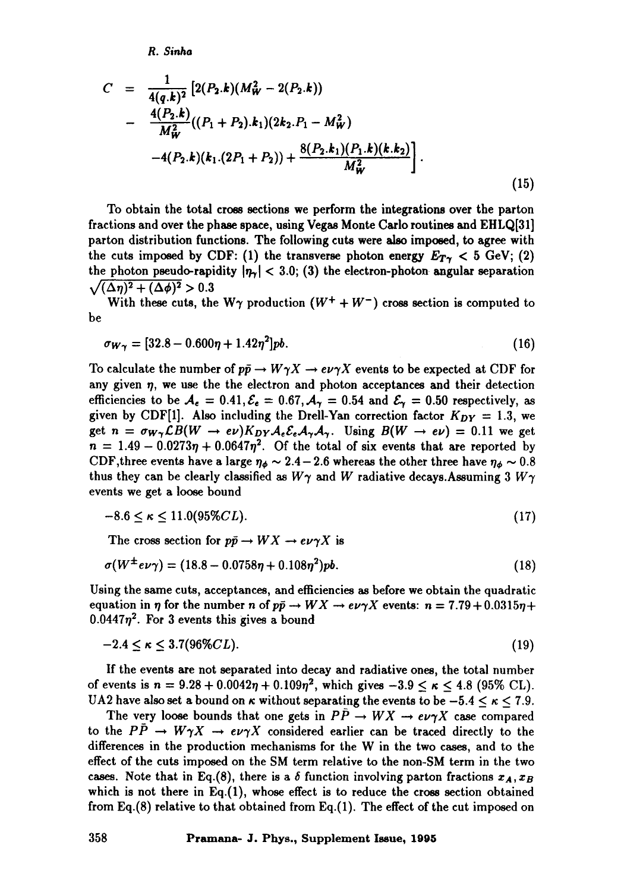$$
\begin{aligned}
C &= \frac{1}{4(q.k)^2}\left[2(P_2.k)(M_W^2 - 2(P_2.k))\right. \\
&- \frac{4(P_2.k)}{M_W^2}((P_1+P_2).k_1)(2k_2.P_1 - M_W^2) \\
&\left. -4(P_2.k)(k_1.(2P_1+P_2)) + \frac{8(P_2.k_1)(P_1.k)(k.k_2)}{M_W^2}\right].
\end{aligned}
\tag{15}
$$

To obtain the total cross sections we perform the integrations over the parton fractions and over the phase space, using Vegas Monte Carlo routines and EHLQ[31] parton distribution functions. The following cuts were also imposed, to agree with the cuts imposed by CDF: (1) the transverse photon energy $E_{T\gamma} < 5$ GeV; (2) the photon pseudo-rapidity $|\eta_\gamma| < 3.0$; (3) the electron-photon angular separation $\sqrt{(\Delta\eta)^2 + (\Delta\phi)^2} > 0.3$

With these cuts, the W$\gamma$ production ($W^+ + W^-$) cross section is computed to be

$$
\sigma_{W\gamma} = [32.8 - 0.600\eta + 1.42\eta^2]pb. \tag{16}
$$

To calculate the number of $p\bar{p} \to W\gamma X \to e\nu\gamma X$ events to be expected at CDF for any given $\eta$, we use the the electron and photon acceptances and their detection efficiencies to be $\mathcal{A}_e = 0.41, \mathcal{E}_e = 0.67, \mathcal{A}_\gamma = 0.54$ and $\mathcal{E}_\gamma = 0.50$ respectively, as given by CDF[1]. Also including the Drell-Yan correction factor $K_{DY} = 1.3$, we get $n = \sigma_{W\gamma}\mathcal{L}B(W \to e\nu)K_{DY}\mathcal{A}_e\mathcal{E}_e\mathcal{A}_\gamma\mathcal{A}_\gamma$. Using $B(W \to e\nu) = 0.11$ we get $n = 1.49 - 0.0273\eta + 0.0647\eta^2$. Of the total of six events that are reported by CDF,three events have a large $\eta_\phi \sim 2.4-2.6$ whereas the other three have $\eta_\phi \sim 0.8$ thus they can be clearly classified as $W\gamma$ and $W$ radiative decays.Assuming 3 $W\gamma$ events we get a loose bound

$$
-8.6 \le \kappa \le 11.0 (95\% CL). \tag{17}
$$

The cross section for $p\bar{p} \to WX \to e\nu\gamma X$ is

$$
\sigma(W^\pm e\nu\gamma) = (18.8 - 0.0758\eta + 0.108\eta^2)pb. \tag{18}
$$

Using the same cuts, acceptances, and efficiencies as before we obtain the quadratic equation in $\eta$ for the number $n$ of $p\bar{p} \to WX \to e\nu\gamma X$ events: $n = 7.79 + 0.0315\eta + 0.0447\eta^2$. For 3 events this gives a bound

$$
-2.4 \le \kappa \le 3.7 (96\% CL). \tag{19}
$$

If the events are not separated into decay and radiative ones, the total number of events is $n = 9.28 + 0.0042\eta + 0.109\eta^2$, which gives $-3.9 \le \kappa \le 4.8$ (95% CL). UA2 have also set a bound on $\kappa$ without separating the events to be $-5.4 \le \kappa \le 7.9$.

The very loose bounds that one gets in $P\bar{P} \to WX \to e\nu\gamma X$ case compared to the $P\bar{P} \to W\gamma X \to e\nu\gamma X$ considered earlier can be traced directly to the differences in the production mechanisms for the W in the two cases, and to the effect of the cuts imposed on the SM term relative to the non-SM term in the two cases. Note that in Eq.(8), there is a $\delta$ function involving parton fractions $x_A, x_B$ which is not there in Eq.(1), whose effect is to reduce the cross section obtained from Eq.(8) relative to that obtained from Eq.(1). The effect of the cut imposed on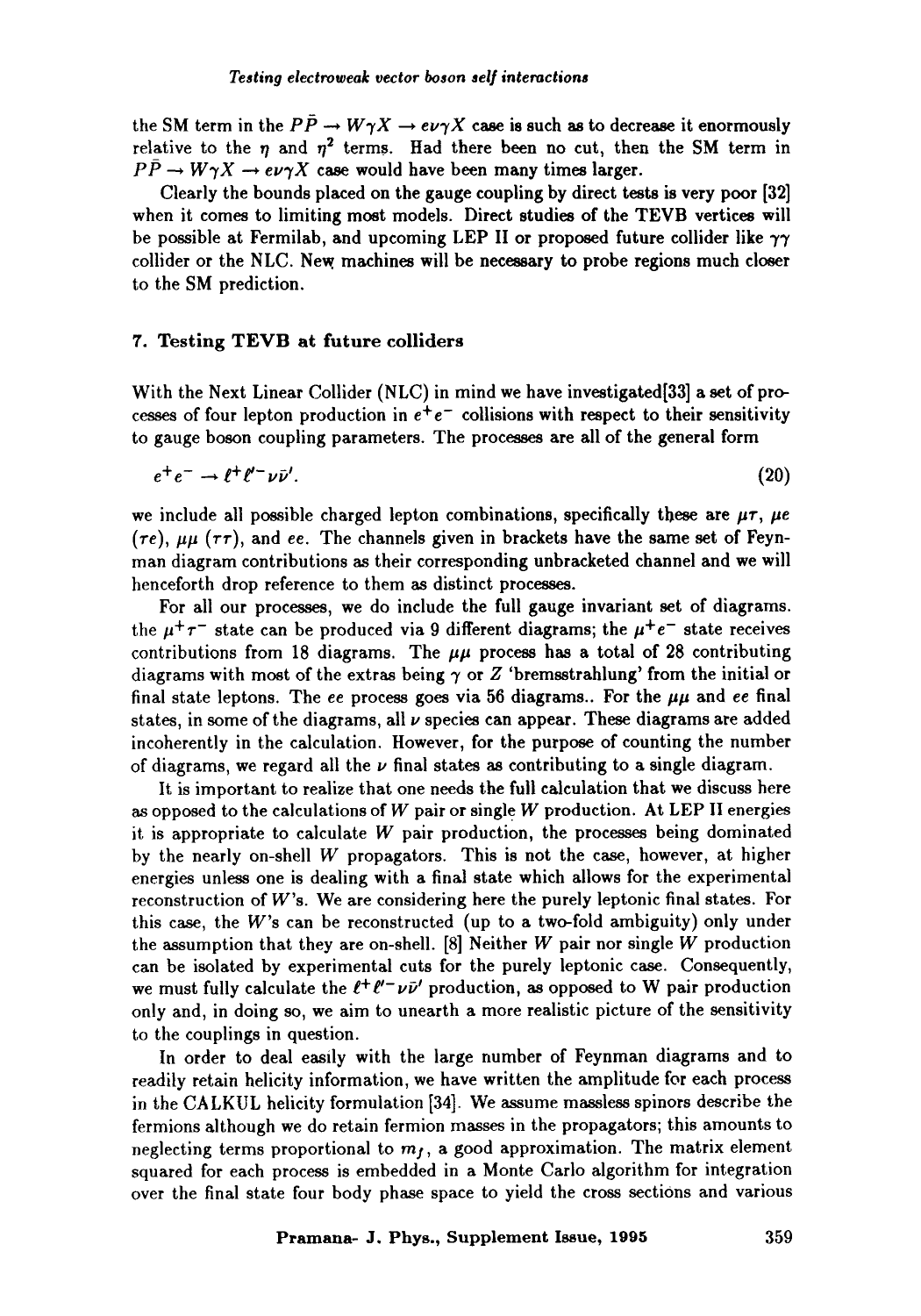the SM term in the $P\bar{P} \rightarrow W\gamma X \rightarrow e\nu\gamma X$ case is such as to decrease it enormously relative to the $\eta$ and $\eta^2$ terms. Had there been no cut, then the SM term in $P\bar{P} \rightarrow W\gamma X \rightarrow e\nu\gamma X$ case would have been many times larger.

Clearly the bounds placed on the gauge coupling by direct tests is very poor [32] when it comes to limiting most models. Direct studies of the TEVB vertices will be possible at Fermilab, and upcoming LEP II or proposed future collider like $\gamma\gamma$ collider or the NLC. New machines will be necessary to probe regions much closer to the SM prediction.

## 7. Testing TEVB at future colliders

With the Next Linear Collider (NLC) in mind we have investigated[33] a set of processes of four lepton production in $e^+e^-$ collisions with respect to their sensitivity to gauge boson coupling parameters. The processes are all of the general form

$$e^+e^- \rightarrow \ell^+\ell'^-\nu\bar{\nu}'. \tag{20}$$

we include all possible charged lepton combinations, specifically these are $\mu\tau$, $\mu e$ ($\tau e$), $\mu\mu$ ($\tau\tau$), and $ee$. The channels given in brackets have the same set of Feynman diagram contributions as their corresponding unbracketed channel and we will henceforth drop reference to them as distinct processes.

For all our processes, we do include the full gauge invariant set of diagrams. the $\mu^+\tau^-$ state can be produced via 9 different diagrams; the $\mu^+e^-$ state receives contributions from 18 diagrams. The $\mu\mu$ process has a total of 28 contributing diagrams with most of the extras being $\gamma$ or $Z$ 'bremsstrahlung' from the initial or final state leptons. The $ee$ process goes via 56 diagrams.. For the $\mu\mu$ and $ee$ final states, in some of the diagrams, all $\nu$ species can appear. These diagrams are added incoherently in the calculation. However, for the purpose of counting the number of diagrams, we regard all the $\nu$ final states as contributing to a single diagram.

It is important to realize that one needs the full calculation that we discuss here as opposed to the calculations of $W$ pair or single $W$ production. At LEP II energies it is appropriate to calculate $W$ pair production, the processes being dominated by the nearly on-shell $W$ propagators. This is not the case, however, at higher energies unless one is dealing with a final state which allows for the experimental reconstruction of $W$'s. We are considering here the purely leptonic final states. For this case, the $W$'s can be reconstructed (up to a two-fold ambiguity) only under the assumption that they are on-shell. [8] Neither $W$ pair nor single $W$ production can be isolated by experimental cuts for the purely leptonic case. Consequently, we must fully calculate the $\ell^+\ell'^-\nu\bar{\nu}'$ production, as opposed to W pair production only and, in doing so, we aim to unearth a more realistic picture of the sensitivity to the couplings in question.

In order to deal easily with the large number of Feynman diagrams and to readily retain helicity information, we have written the amplitude for each process in the CALKUL helicity formulation [34]. We assume massless spinors describe the fermions although we do retain fermion masses in the propagators; this amounts to neglecting terms proportional to $m_f$, a good approximation. The matrix element squared for each process is embedded in a Monte Carlo algorithm for integration over the final state four body phase space to yield the cross sections and various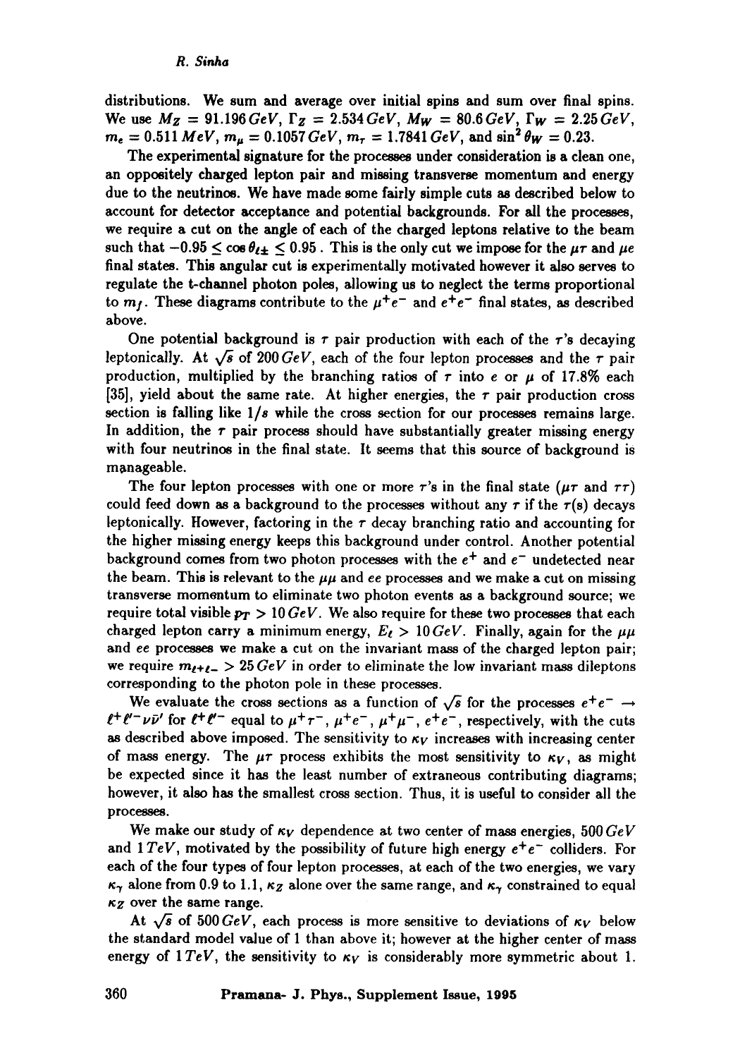distributions. We sum and average over initial spins and sum over final spins. We use $M_Z = 91.196\, GeV$, $\Gamma_Z = 2.534\, GeV$, $M_W = 80.6\, GeV$, $\Gamma_W = 2.25\, GeV$, $m_e = 0.511\, MeV$, $m_\mu = 0.1057\, GeV$, $m_\tau = 1.7841\, GeV$, and $\sin^2\theta_W = 0.23$.

The experimental signature for the processes under consideration is a clean one, an oppositely charged lepton pair and missing transverse momentum and energy due to the neutrinos. We have made some fairly simple cuts as described below to account for detector acceptance and potential backgrounds. For all the processes, we require a cut on the angle of each of the charged leptons relative to the beam such that $-0.95 \leq \cos\theta_{\ell\pm} \leq 0.95$ . This is the only cut we impose for the $\mu\tau$ and $\mu e$ final states. This angular cut is experimentally motivated however it also serves to regulate the t-channel photon poles, allowing us to neglect the terms proportional to $m_f$. These diagrams contribute to the $\mu^+ e^-$ and $e^+ e^-$ final states, as described above.

One potential background is $\tau$ pair production with each of the $\tau$'s decaying leptonically. At $\sqrt{s}$ of $200\, GeV$, each of the four lepton processes and the $\tau$ pair production, multiplied by the branching ratios of $\tau$ into $e$ or $\mu$ of 17.8% each [35], yield about the same rate. At higher energies, the $\tau$ pair production cross section is falling like $1/s$ while the cross section for our processes remains large. In addition, the $\tau$ pair process should have substantially greater missing energy with four neutrinos in the final state. It seems that this source of background is manageable.

The four lepton processes with one or more $\tau$'s in the final state ($\mu\tau$ and $\tau\tau$) could feed down as a background to the processes without any $\tau$ if the $\tau$(s) decays leptonically. However, factoring in the $\tau$ decay branching ratio and accounting for the higher missing energy keeps this background under control. Another potential background comes from two photon processes with the $e^+$ and $e^-$ undetected near the beam. This is relevant to the $\mu\mu$ and $ee$ processes and we make a cut on missing transverse momentum to eliminate two photon events as a background source; we require total visible $p_T > 10\, GeV$. We also require for these two processes that each charged lepton carry a minimum energy, $E_\ell > 10\, GeV$. Finally, again for the $\mu\mu$ and $ee$ processes we make a cut on the invariant mass of the charged lepton pair; we require $m_{\ell^+\ell^-} > 25\, GeV$ in order to eliminate the low invariant mass dileptons corresponding to the photon pole in these processes.

We evaluate the cross sections as a function of $\sqrt{s}$ for the processes $e^+e^- \rightarrow \ell^+\ell'^-\nu\bar{\nu}'$ for $\ell^+\ell'^-$ equal to $\mu^+\tau^-$, $\mu^+e^-$, $\mu^+\mu^-$, $e^+e^-$, respectively, with the cuts as described above imposed. The sensitivity to $\kappa_V$ increases with increasing center of mass energy. The $\mu\tau$ process exhibits the most sensitivity to $\kappa_V$, as might be expected since it has the least number of extraneous contributing diagrams; however, it also has the smallest cross section. Thus, it is useful to consider all the processes.

We make our study of $\kappa_V$ dependence at two center of mass energies, $500\, GeV$ and $1\, TeV$, motivated by the possibility of future high energy $e^+e^-$ colliders. For each of the four types of four lepton processes, at each of the two energies, we vary $\kappa_\gamma$ alone from 0.9 to 1.1, $\kappa_Z$ alone over the same range, and $\kappa_\gamma$ constrained to equal $\kappa_Z$ over the same range.

At $\sqrt{s}$ of $500\, GeV$, each process is more sensitive to deviations of $\kappa_V$ below the standard model value of 1 than above it; however at the higher center of mass energy of $1\, TeV$, the sensitivity to $\kappa_V$ is considerably more symmetric about 1.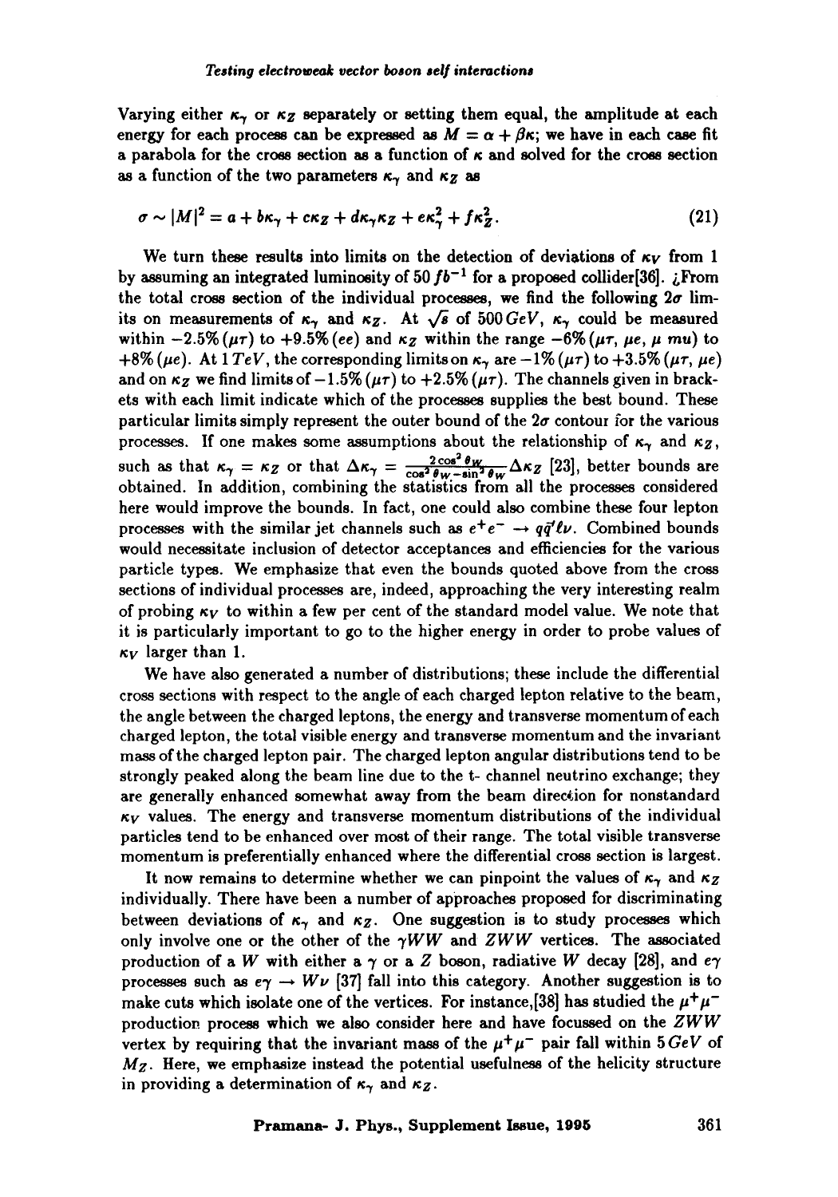Varying either $\kappa_\gamma$ or $\kappa_Z$ separately or setting them equal, the amplitude at each energy for each process can be expressed as $M = \alpha + \beta\kappa$; we have in each case fit a parabola for the cross section as a function of $\kappa$ and solved for the cross section as a function of the two parameters $\kappa_\gamma$ and $\kappa_Z$ as

$$\sigma \sim |M|^2 = a + b\kappa_\gamma + c\kappa_Z + d\kappa_\gamma\kappa_Z + e\kappa_\gamma^2 + f\kappa_Z^2. \tag{21}$$

We turn these results into limits on the detection of deviations of $\kappa_V$ from 1 by assuming an integrated luminosity of $50\,fb^{-1}$ for a proposed collider[36]. ¿From the total cross section of the individual processes, we find the following $2\sigma$ limits on measurements of $\kappa_\gamma$ and $\kappa_Z$. At $\sqrt{s}$ of $500\,GeV$, $\kappa_\gamma$ could be measured within $-2.5\%\,(\mu\tau)$ to $+9.5\%\,(ee)$ and $\kappa_Z$ within the range $-6\%\,(\mu\tau,\,\mu e,\,\mu\; mu)$ to $+8\%\,(\mu e)$. At $1\,TeV$, the corresponding limits on $\kappa_\gamma$ are $-1\%\,(\mu\tau)$ to $+3.5\%\,(\mu\tau,\,\mu e)$ and on $\kappa_Z$ we find limits of $-1.5\%\,(\mu\tau)$ to $+2.5\%\,(\mu\tau)$. The channels given in brackets with each limit indicate which of the processes supplies the best bound. These particular limits simply represent the outer bound of the $2\sigma$ contour for the various processes. If one makes some assumptions about the relationship of $\kappa_\gamma$ and $\kappa_Z$, such as that $\kappa_\gamma = \kappa_Z$ or that $\Delta\kappa_\gamma = \frac{2\cos^2\theta_W}{\cos^2\theta_W - \sin^2\theta_W}\Delta\kappa_Z$ [23], better bounds are obtained. In addition, combining the statistics from all the processes considered here would improve the bounds. In fact, one could also combine these four lepton processes with the similar jet channels such as $e^+e^- \to q\bar{q}'\ell\nu$. Combined bounds would necessitate inclusion of detector acceptances and efficiencies for the various particle types. We emphasize that even the bounds quoted above from the cross sections of individual processes are, indeed, approaching the very interesting realm of probing $\kappa_V$ to within a few per cent of the standard model value. We note that it is particularly important to go to the higher energy in order to probe values of $\kappa_V$ larger than 1.

We have also generated a number of distributions; these include the differential cross sections with respect to the angle of each charged lepton relative to the beam, the angle between the charged leptons, the energy and transverse momentum of each charged lepton, the total visible energy and transverse momentum and the invariant mass of the charged lepton pair. The charged lepton angular distributions tend to be strongly peaked along the beam line due to the t- channel neutrino exchange; they are generally enhanced somewhat away from the beam direction for nonstandard $\kappa_V$ values. The energy and transverse momentum distributions of the individual particles tend to be enhanced over most of their range. The total visible transverse momentum is preferentially enhanced where the differential cross section is largest.

It now remains to determine whether we can pinpoint the values of $\kappa_\gamma$ and $\kappa_Z$ individually. There have been a number of approaches proposed for discriminating between deviations of $\kappa_\gamma$ and $\kappa_Z$. One suggestion is to study processes which only involve one or the other of the $\gamma WW$ and $ZWW$ vertices. The associated production of a $W$ with either a $\gamma$ or a $Z$ boson, radiative $W$ decay [28], and $e\gamma$ processes such as $e\gamma \to W\nu$ [37] fall into this category. Another suggestion is to make cuts which isolate one of the vertices. For instance,[38] has studied the $\mu^+\mu^-$ production process which we also consider here and have focussed on the $ZWW$ vertex by requiring that the invariant mass of the $\mu^+\mu^-$ pair fall within $5\,GeV$ of $M_Z$. Here, we emphasize instead the potential usefulness of the helicity structure in providing a determination of $\kappa_\gamma$ and $\kappa_Z$.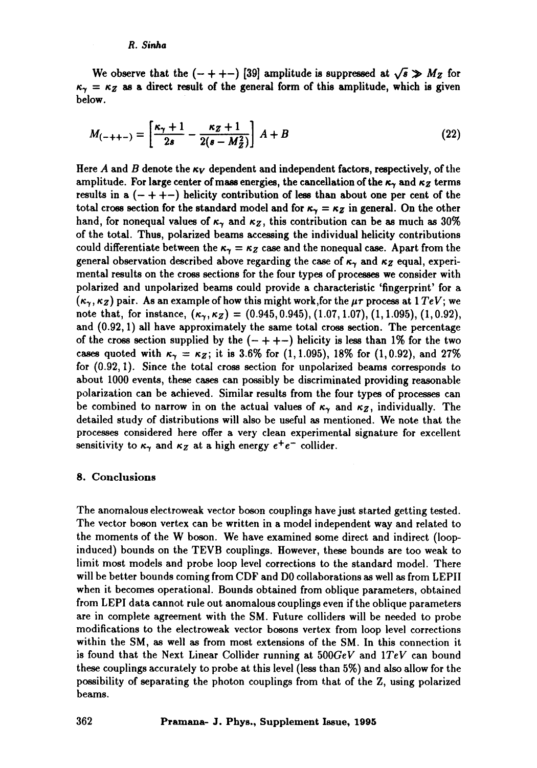We observe that the $(-++-)$ [39] amplitude is suppressed at $\sqrt{s} \gg M_Z$ for $\kappa_\gamma = \kappa_Z$ as a direct result of the general form of this amplitude, which is given below.

$$M_{(-++-)} = \left[\frac{\kappa_\gamma + 1}{2s} - \frac{\kappa_Z + 1}{2(s - M_Z^2)}\right] A + B \tag{22}$$

Here $A$ and $B$ denote the $\kappa_V$ dependent and independent factors, respectively, of the amplitude. For large center of mass energies, the cancellation of the $\kappa_\gamma$ and $\kappa_Z$ terms results in a $(-++-)$ helicity contribution of less than about one per cent of the total cross section for the standard model and for $\kappa_\gamma = \kappa_Z$ in general. On the other hand, for nonequal values of $\kappa_\gamma$ and $\kappa_Z$, this contribution can be as much as 30% of the total. Thus, polarized beams accessing the individual helicity contributions could differentiate between the $\kappa_\gamma = \kappa_Z$ case and the nonequal case. Apart from the general observation described above regarding the case of $\kappa_\gamma$ and $\kappa_Z$ equal, experimental results on the cross sections for the four types of processes we consider with polarized and unpolarized beams could provide a characteristic 'fingerprint' for a $(\kappa_\gamma, \kappa_Z)$ pair. As an example of how this might work,for the $\mu\tau$ process at $1\,TeV$; we note that, for instance, $(\kappa_\gamma, \kappa_Z) = (0.945, 0.945)$, $(1.07, 1.07)$, $(1, 1.095)$, $(1, 0.92)$, and $(0.92, 1)$ all have approximately the same total cross section. The percentage of the cross section supplied by the $(-++-)$ helicity is less than 1% for the two cases quoted with $\kappa_\gamma = \kappa_Z$; it is 3.6% for $(1, 1.095)$, 18% for $(1, 0.92)$, and 27% for $(0.92, 1)$. Since the total cross section for unpolarized beams corresponds to about 1000 events, these cases can possibly be discriminated providing reasonable polarization can be achieved. Similar results from the four types of processes can be combined to narrow in on the actual values of $\kappa_\gamma$ and $\kappa_Z$, individually. The detailed study of distributions will also be useful as mentioned. We note that the processes considered here offer a very clean experimental signature for excellent sensitivity to $\kappa_\gamma$ and $\kappa_Z$ at a high energy $e^+e^-$ collider.

## 8. Conclusions

The anomalous electroweak vector boson couplings have just started getting tested. The vector boson vertex can be written in a model independent way and related to the moments of the W boson. We have examined some direct and indirect (loop-induced) bounds on the TEVB couplings. However, these bounds are too weak to limit most models and probe loop level corrections to the standard model. There will be better bounds coming from CDF and D0 collaborations as well as from LEPII when it becomes operational. Bounds obtained from oblique parameters, obtained from LEPI data cannot rule out anomalous couplings even if the oblique parameters are in complete agreement with the SM. Future colliders will be needed to probe modifications to the electroweak vector bosons vertex from loop level corrections within the SM, as well as from most extensions of the SM. In this connection it is found that the Next Linear Collider running at $500GeV$ and $1TeV$ can bound these couplings accurately to probe at this level (less than 5%) and also allow for the possibility of separating the photon couplings from that of the Z, using polarized beams.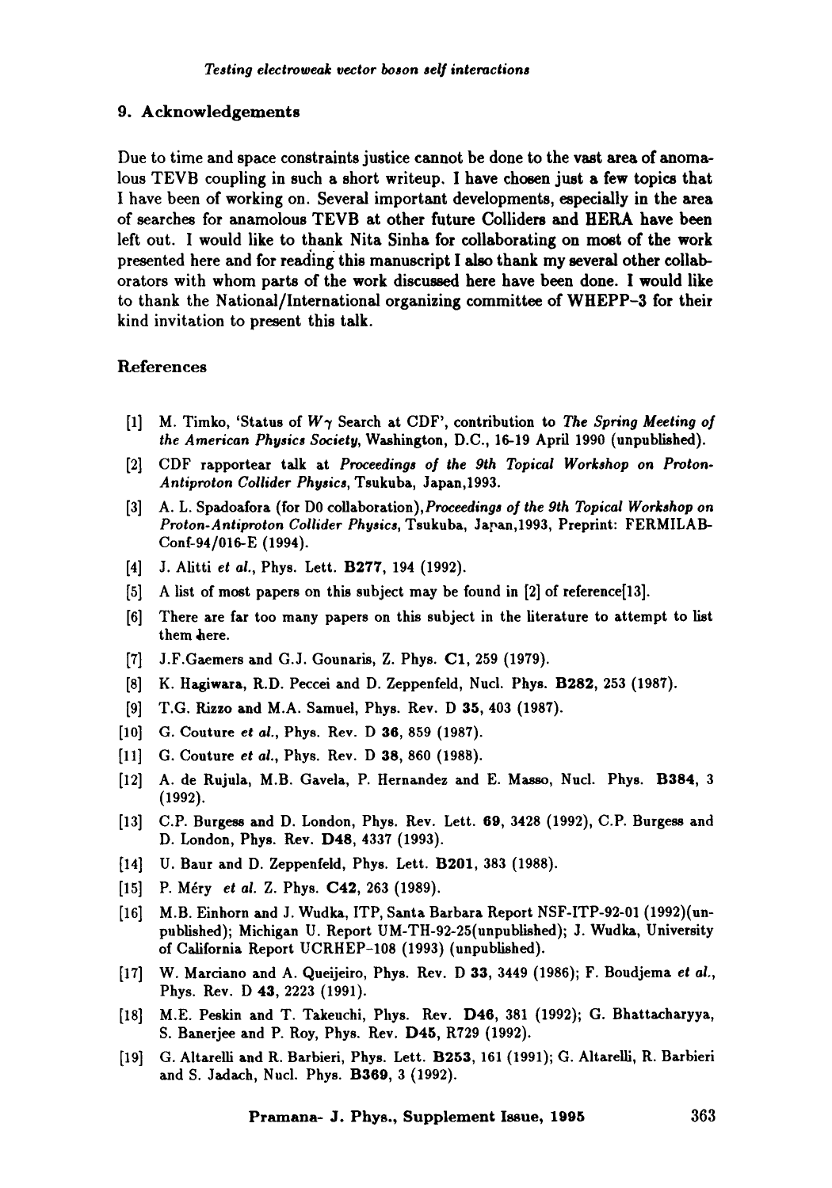## 9. Acknowledgements

Due to time and space constraints justice cannot be done to the vast area of anomalous TEVB coupling in such a short writeup. I have chosen just a few topics that I have been of working on. Several important developments, especially in the area of searches for anamolous TEVB at other future Colliders and HERA have been left out. I would like to thank Nita Sinha for collaborating on most of the work presented here and for reading this manuscript I also thank my several other collaborators with whom parts of the work discussed here have been done. I would like to thank the National/International organizing committee of WHEPP-3 for their kind invitation to present this talk.

### References

- [1] M. Timko, 'Status of $W\gamma$ Search at CDF', contribution to *The Spring Meeting of the American Physics Society*, Washington, D.C., 16-19 April 1990 (unpublished).
- [2] CDF rapportear talk at *Proceedings of the 9th Topical Workshop on Proton-Antiproton Collider Physics*, Tsukuba, Japan,1993.
- [3] A. L. Spadoafora (for D0 collaboration),*Proceedings of the 9th Topical Workshop on Proton-Antiproton Collider Physics*, Tsukuba, Japan,1993, Preprint: FERMILAB-Conf-94/016-E (1994).
- [4] J. Alitti *et al.*, Phys. Lett. **B277**, 194 (1992).
- [5] A list of most papers on this subject may be found in [2] of reference[13].
- [6] There are far too many papers on this subject in the literature to attempt to list them here.
- [7] J.F.Gaemers and G.J. Gounaris, Z. Phys. **C1**, 259 (1979).
- [8] K. Hagiwara, R.D. Peccei and D. Zeppenfeld, Nucl. Phys. **B282**, 253 (1987).
- [9] T.G. Rizzo and M.A. Samuel, Phys. Rev. D **35**, 403 (1987).
- [10] G. Couture *et al.*, Phys. Rev. D **36**, 859 (1987).
- [11] G. Couture *et al.*, Phys. Rev. D **38**, 860 (1988).
- [12] A. de Rujula, M.B. Gavela, P. Hernandez and E. Masso, Nucl. Phys. **B384**, 3 (1992).
- [13] C.P. Burgess and D. London, Phys. Rev. Lett. **69**, 3428 (1992), C.P. Burgess and D. London, Phys. Rev. **D48**, 4337 (1993).
- [14] U. Baur and D. Zeppenfeld, Phys. Lett. **B201**, 383 (1988).
- [15] P. Méry *et al.* Z. Phys. **C42**, 263 (1989).
- [16] M.B. Einhorn and J. Wudka, ITP, Santa Barbara Report NSF-ITP-92-01 (1992)(unpublished); Michigan U. Report UM-TH-92-25(unpublished); J. Wudka, University of California Report UCRHEP-108 (1993) (unpublished).
- [17] W. Marciano and A. Queijeiro, Phys. Rev. D **33**, 3449 (1986); F. Boudjema *et al.*, Phys. Rev. D **43**, 2223 (1991).
- [18] M.E. Peskin and T. Takeuchi, Phys. Rev. **D46**, 381 (1992); G. Bhattacharyya, S. Banerjee and P. Roy, Phys. Rev. **D45**, R729 (1992).
- [19] G. Altarelli and R. Barbieri, Phys. Lett. **B253**, 161 (1991); G. Altarelli, R. Barbieri and S. Jadach, Nucl. Phys. **B369**, 3 (1992).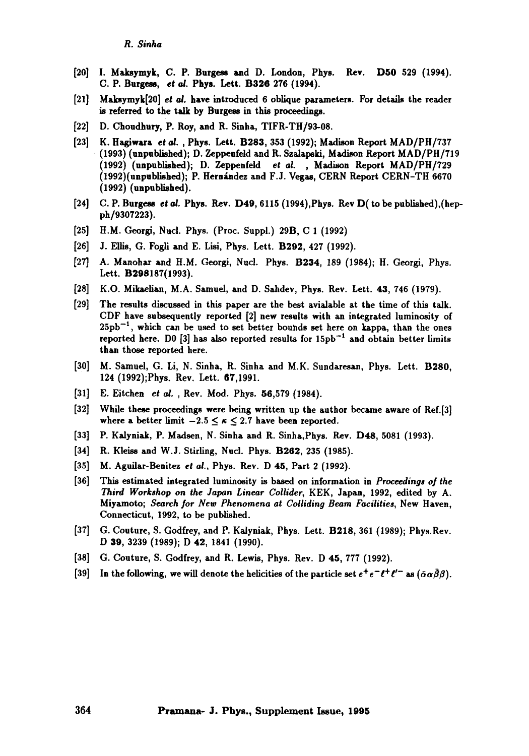[20] I. Maksymyk, C. P. Burgess and D. London, Phys. Rev. **D50** 529 (1994). C. P. Burgess, *et al.* Phys. Lett. **B326** 276 (1994).

[21] Maksymyk[20] *et al.* have introduced 6 oblique parameters. For details the reader is referred to the talk by Burgess in this proceedings.

[22] D. Choudhury, P. Roy, and R. Sinha, TIFR-TH/93-08.

[23] K. Hagiwara *et al.* , Phys. Lett. **B283**, 353 (1992); Madison Report MAD/PH/737 (1993) (unpublished); D. Zeppenfeld and R. Szalapski, Madison Report MAD/PH/719 (1992) (unpublished); D. Zeppenfeld *et al.* , Madison Report MAD/PH/729 (1992)(unpublished); P. Hernández and F.J. Vegas, CERN Report CERN–TH 6670 (1992) (unpublished).

[24] C. P. Burgess *et al.* Phys. Rev. **D49**, 6115 (1994),Phys. Rev D( to be published),(hep-ph/9307223).

[25] H.M. Georgi, Nucl. Phys. (Proc. Suppl.) 29**B**, C 1 (1992)

[26] J. Ellis, G. Fogli and E. Lisi, Phys. Lett. **B292**, 427 (1992).

[27] A. Manohar and H.M. Georgi, Nucl. Phys. **B234**, 189 (1984); H. Georgi, Phys. Lett. **B298**187(1993).

[28] K.O. Mikaelian, M.A. Samuel, and D. Sahdev, Phys. Rev. Lett. **43**, 746 (1979).

[29] The results discussed in this paper are the best avialable at the time of this talk. CDF have subsequently reported [2] new results with an integrated luminosity of $25\text{pb}^{-1}$, which can be used to set better bounds set here on kappa, than the ones reported here. D0 [3] has also reported results for $15\text{pb}^{-1}$ and obtain better limits than those reported here.

[30] M. Samuel, G. Li, N. Sinha, R. Sinha and M.K. Sundaresan, Phys. Lett. **B280**, 124 (1992);Phys. Rev. Lett. **67**,1991.

[31] E. Eitchen *et al.* , Rev. Mod. Phys. **56**,579 (1984).

[32] While these proceedings were being written up the author became aware of Ref.[3] where a better limit $-2.5 \leq \kappa \leq 2.7$ have been reported.

[33] P. Kalyniak, P. Madsen, N. Sinha and R. Sinha,Phys. Rev. **D48**, 5081 (1993).

[34] R. Kleiss and W.J. Stirling, Nucl. Phys. **B262**, 235 (1985).

[35] M. Aguilar-Benitez *et al.*, Phys. Rev. D **45**, Part 2 (1992).

[36] This estimated integrated luminosity is based on information in *Proceedings of the Third Workshop on the Japan Linear Collider*, KEK, Japan, 1992, edited by A. Miyamoto; *Search for New Phenomena at Colliding Beam Facilities*, New Haven, Connecticut, 1992, to be published.

[37] G. Couture, S. Godfrey, and P. Kalyniak, Phys. Lett. **B218**, 361 (1989); Phys.Rev. D **39**, 3239 (1989); D **42**, 1841 (1990).

[38] G. Couture, S. Godfrey, and R. Lewis, Phys. Rev. D **45**, 777 (1992).

[39] In the following, we will denote the helicities of the particle set $e^+e^-\ell^+\ell'^-$ as $(\bar{\alpha}\alpha\bar{\beta}\beta)$.